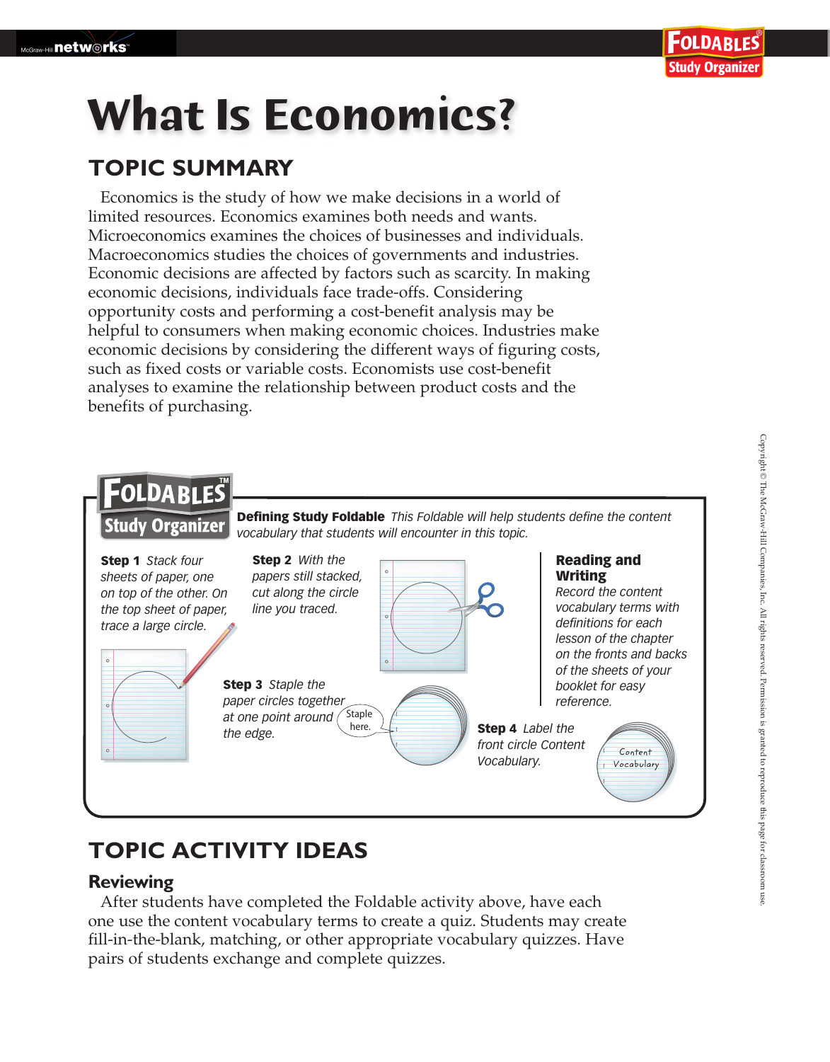# What Is Economics?

## TOPIC SUMMARY

Economics is the study of how we make decisions in a world of limited resources. Economics examines both needs and wants. Microeconomics examines the choices of businesses and individuals. Macroeconomics studies the choices of governments and industries. Economic decisions are affected by factors such as scarcity. In making economic decisions, individuals face trade-offs. Considering opportunity costs and performing a cost-benefit analysis may be helpful to consumers when making economic choices. Industries make economic decisions by considering the different ways of figuring costs, such as fixed costs or variable costs. Economists use cost-benefit analyses to examine the relationship between product costs and the benefits of purchasing.

**FOLDABLES Study Organizer**

**Defining Study Foldable** *This Foldable will help students define the content vocabulary that students will encounter in this topic.*

**Step 1** *Stack four sheets of paper, one on top of the other. On the top sheet of paper, trace a large circle.*

**Step 2** *With the papers still stacked, cut along the circle line you traced.*

**Step 3** *Staple the paper circles together at one point around the edge.*

Staple here.

**Step 4** *Label the front circle Content Vocabulary.*

Content Vocabulary

**Reading and Writing**
*Record the content vocabulary terms with definitions for each lesson of the chapter on the fronts and backs of the sheets of your booklet for easy reference.*

## TOPIC ACTIVITY IDEAS

### Reviewing

After students have completed the Foldable activity above, have each one use the content vocabulary terms to create a quiz. Students may create fill-in-the-blank, matching, or other appropriate vocabulary quizzes. Have pairs of students exchange and complete quizzes.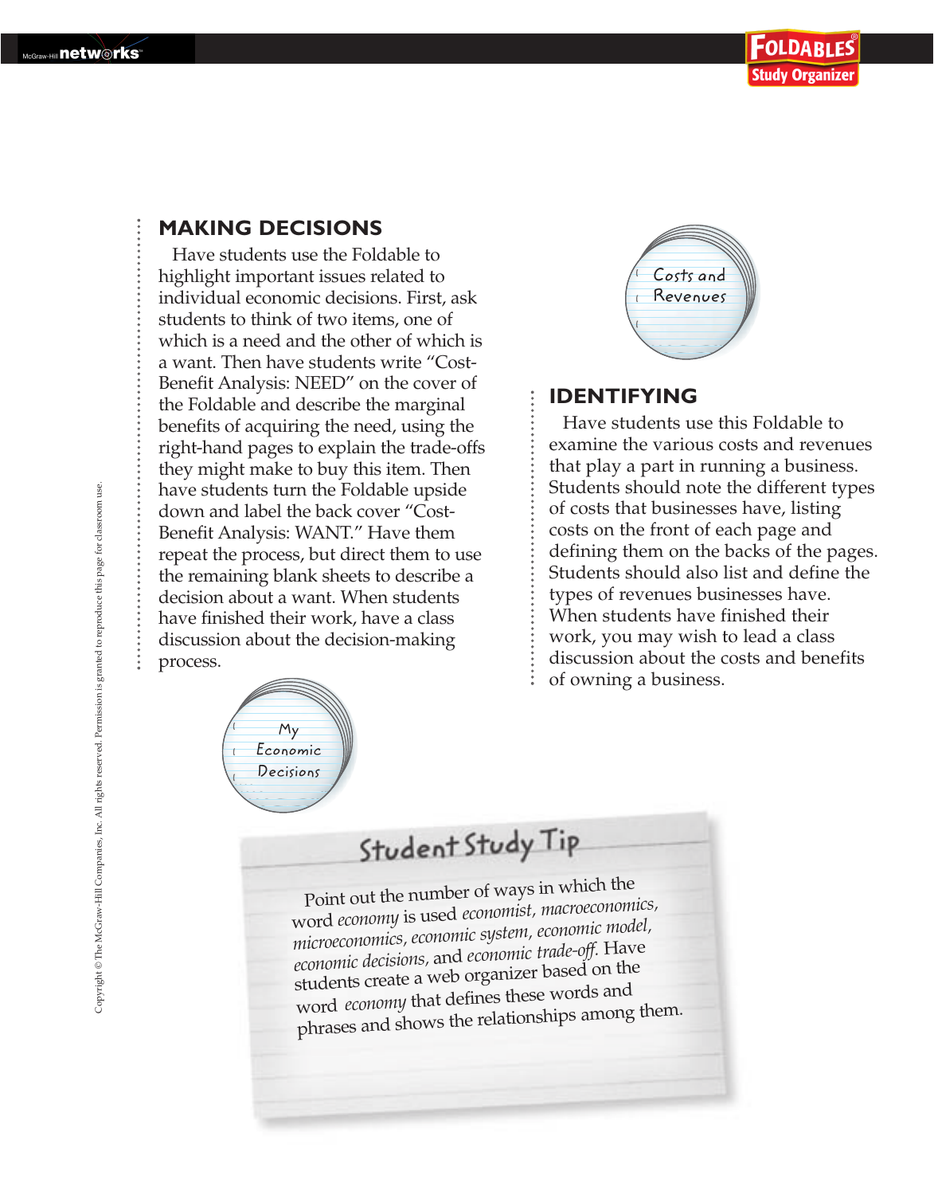## MAKING DECISIONS

Have students use the Foldable to highlight important issues related to individual economic decisions. First, ask students to think of two items, one of which is a need and the other of which is a want. Then have students write "Cost-Benefit Analysis: NEED" on the cover of the Foldable and describe the marginal benefits of acquiring the need, using the right-hand pages to explain the trade-offs they might make to buy this item. Then have students turn the Foldable upside down and label the back cover "Cost-Benefit Analysis: WANT." Have them repeat the process, but direct them to use the remaining blank sheets to describe a decision about a want. When students have finished their work, have a class discussion about the decision-making process.

My Economic Decisions

Costs and Revenues

## IDENTIFYING

Have students use this Foldable to examine the various costs and revenues that play a part in running a business. Students should note the different types of costs that businesses have, listing costs on the front of each page and defining them on the backs of the pages. Students should also list and define the types of revenues businesses have. When students have finished their work, you may wish to lead a class discussion about the costs and benefits of owning a business.

### Student Study Tip

Point out the number of ways in which the word *economy* is used *economist*, *macroeconomics*, *microeconomics*, *economic system*, *economic model*, *economic decisions*, and *economic trade-off*. Have students create a web organizer based on the word *economy* that defines these words and phrases and shows the relationships among them.